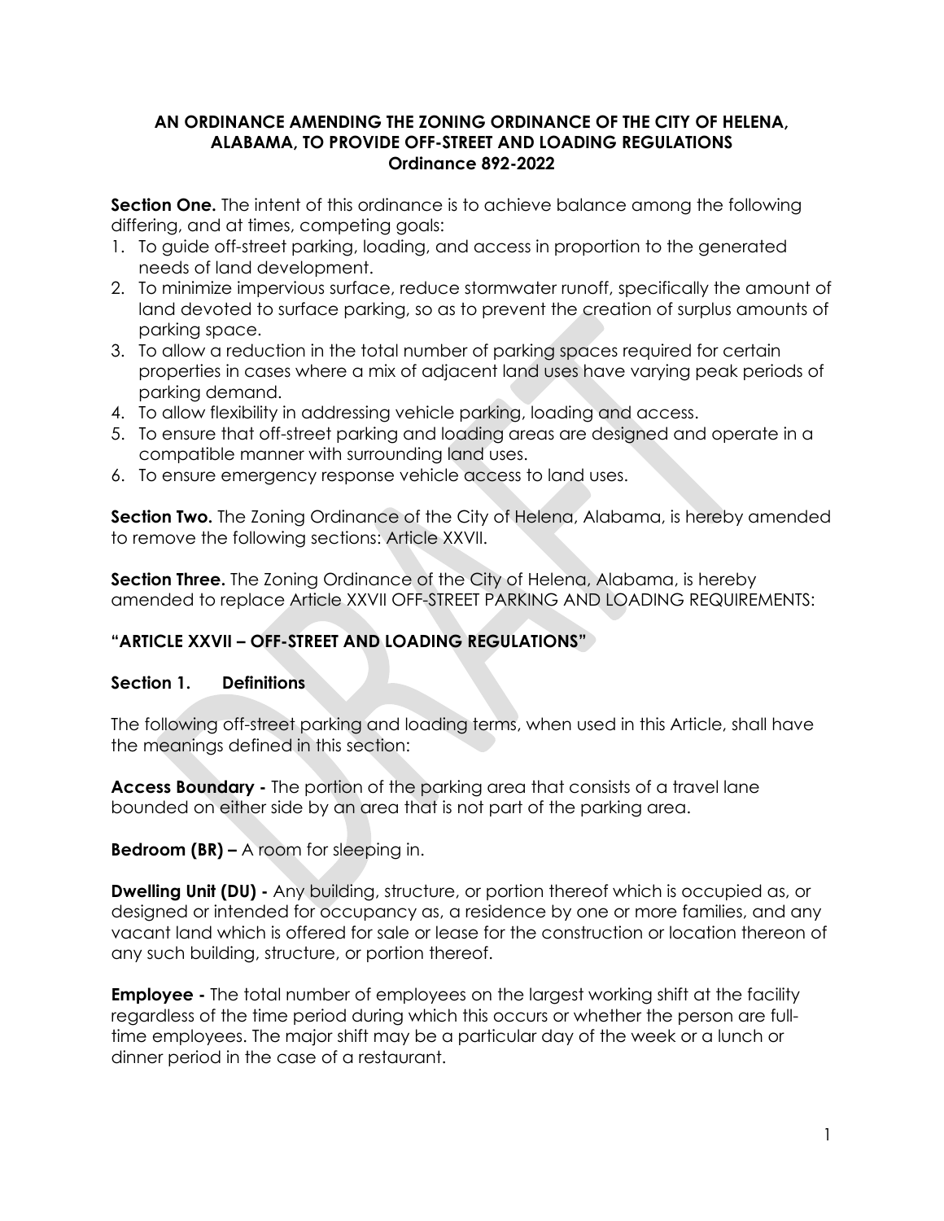**AN ORDINANCE AMENDING THE ZONING ORDINANCE OF THE CITY OF HELENA, ALABAMA, TO PROVIDE OFF-STREET AND LOADING REGULATIONS**
**Ordinance 892-2022**

**Section One.** The intent of this ordinance is to achieve balance among the following differing, and at times, competing goals:

1. To guide off-street parking, loading, and access in proportion to the generated needs of land development.
2. To minimize impervious surface, reduce stormwater runoff, specifically the amount of land devoted to surface parking, so as to prevent the creation of surplus amounts of parking space.
3. To allow a reduction in the total number of parking spaces required for certain properties in cases where a mix of adjacent land uses have varying peak periods of parking demand.
4. To allow flexibility in addressing vehicle parking, loading and access.
5. To ensure that off-street parking and loading areas are designed and operate in a compatible manner with surrounding land uses.
6. To ensure emergency response vehicle access to land uses.

**Section Two.** The Zoning Ordinance of the City of Helena, Alabama, is hereby amended to remove the following sections: Article XXVII.

**Section Three.** The Zoning Ordinance of the City of Helena, Alabama, is hereby amended to replace Article XXVII OFF-STREET PARKING AND LOADING REQUIREMENTS:

**"ARTICLE XXVII – OFF-STREET AND LOADING REGULATIONS"**

**Section 1. Definitions**

The following off-street parking and loading terms, when used in this Article, shall have the meanings defined in this section:

**Access Boundary -** The portion of the parking area that consists of a travel lane bounded on either side by an area that is not part of the parking area.

**Bedroom (BR) –** A room for sleeping in.

**Dwelling Unit (DU) -** Any building, structure, or portion thereof which is occupied as, or designed or intended for occupancy as, a residence by one or more families, and any vacant land which is offered for sale or lease for the construction or location thereon of any such building, structure, or portion thereof.

**Employee -** The total number of employees on the largest working shift at the facility regardless of the time period during which this occurs or whether the person are full-time employees. The major shift may be a particular day of the week or a lunch or dinner period in the case of a restaurant.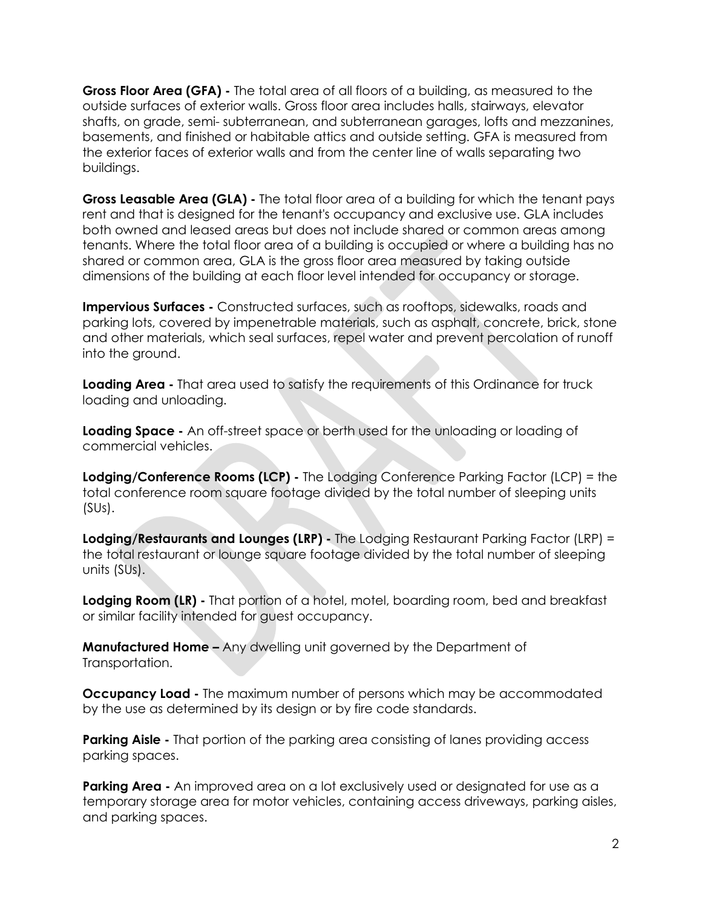**Gross Floor Area (GFA) -** The total area of all floors of a building, as measured to the outside surfaces of exterior walls. Gross floor area includes halls, stairways, elevator shafts, on grade, semi- subterranean, and subterranean garages, lofts and mezzanines, basements, and finished or habitable attics and outside setting. GFA is measured from the exterior faces of exterior walls and from the center line of walls separating two buildings.

**Gross Leasable Area (GLA) -** The total floor area of a building for which the tenant pays rent and that is designed for the tenant's occupancy and exclusive use. GLA includes both owned and leased areas but does not include shared or common areas among tenants. Where the total floor area of a building is occupied or where a building has no shared or common area, GLA is the gross floor area measured by taking outside dimensions of the building at each floor level intended for occupancy or storage.

**Impervious Surfaces -** Constructed surfaces, such as rooftops, sidewalks, roads and parking lots, covered by impenetrable materials, such as asphalt, concrete, brick, stone and other materials, which seal surfaces, repel water and prevent percolation of runoff into the ground.

**Loading Area -** That area used to satisfy the requirements of this Ordinance for truck loading and unloading.

**Loading Space -** An off-street space or berth used for the unloading or loading of commercial vehicles.

**Lodging/Conference Rooms (LCP) -** The Lodging Conference Parking Factor (LCP) = the total conference room square footage divided by the total number of sleeping units (SUs).

**Lodging/Restaurants and Lounges (LRP) -** The Lodging Restaurant Parking Factor (LRP) = the total restaurant or lounge square footage divided by the total number of sleeping units (SUs).

**Lodging Room (LR) -** That portion of a hotel, motel, boarding room, bed and breakfast or similar facility intended for guest occupancy.

**Manufactured Home –** Any dwelling unit governed by the Department of Transportation.

**Occupancy Load -** The maximum number of persons which may be accommodated by the use as determined by its design or by fire code standards.

**Parking Aisle -** That portion of the parking area consisting of lanes providing access parking spaces.

**Parking Area -** An improved area on a lot exclusively used or designated for use as a temporary storage area for motor vehicles, containing access driveways, parking aisles, and parking spaces.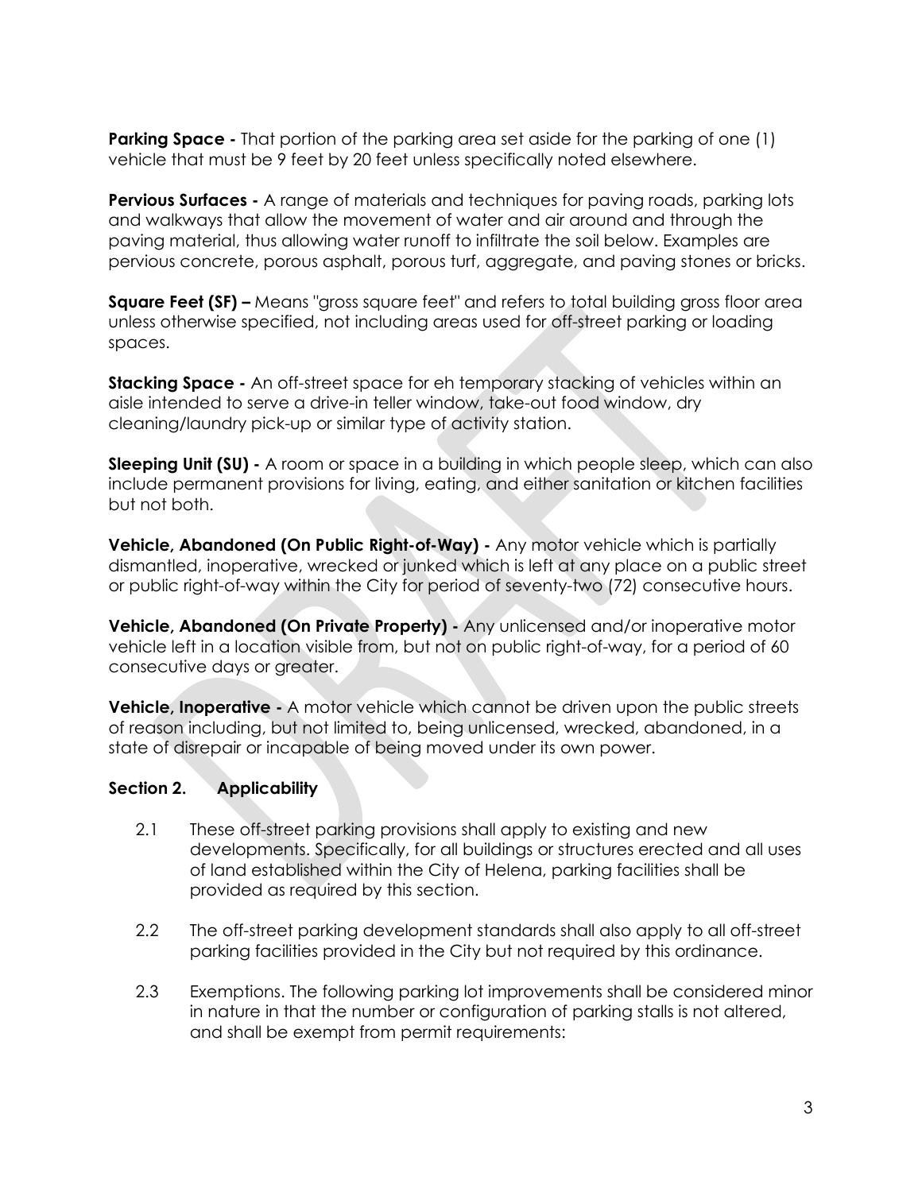**Parking Space -** That portion of the parking area set aside for the parking of one (1) vehicle that must be 9 feet by 20 feet unless specifically noted elsewhere.

**Pervious Surfaces -** A range of materials and techniques for paving roads, parking lots and walkways that allow the movement of water and air around and through the paving material, thus allowing water runoff to infiltrate the soil below. Examples are pervious concrete, porous asphalt, porous turf, aggregate, and paving stones or bricks.

**Square Feet (SF) –** Means "gross square feet" and refers to total building gross floor area unless otherwise specified, not including areas used for off-street parking or loading spaces.

**Stacking Space -** An off-street space for eh temporary stacking of vehicles within an aisle intended to serve a drive-in teller window, take-out food window, dry cleaning/laundry pick-up or similar type of activity station.

**Sleeping Unit (SU) -** A room or space in a building in which people sleep, which can also include permanent provisions for living, eating, and either sanitation or kitchen facilities but not both.

**Vehicle, Abandoned (On Public Right-of-Way) -** Any motor vehicle which is partially dismantled, inoperative, wrecked or junked which is left at any place on a public street or public right-of-way within the City for period of seventy-two (72) consecutive hours.

**Vehicle, Abandoned (On Private Property) -** Any unlicensed and/or inoperative motor vehicle left in a location visible from, but not on public right-of-way, for a period of 60 consecutive days or greater.

**Vehicle, Inoperative -** A motor vehicle which cannot be driven upon the public streets of reason including, but not limited to, being unlicensed, wrecked, abandoned, in a state of disrepair or incapable of being moved under its own power.

## Section 2. Applicability

2.1 These off-street parking provisions shall apply to existing and new developments. Specifically, for all buildings or structures erected and all uses of land established within the City of Helena, parking facilities shall be provided as required by this section.

2.2 The off-street parking development standards shall also apply to all off-street parking facilities provided in the City but not required by this ordinance.

2.3 Exemptions. The following parking lot improvements shall be considered minor in nature in that the number or configuration of parking stalls is not altered, and shall be exempt from permit requirements: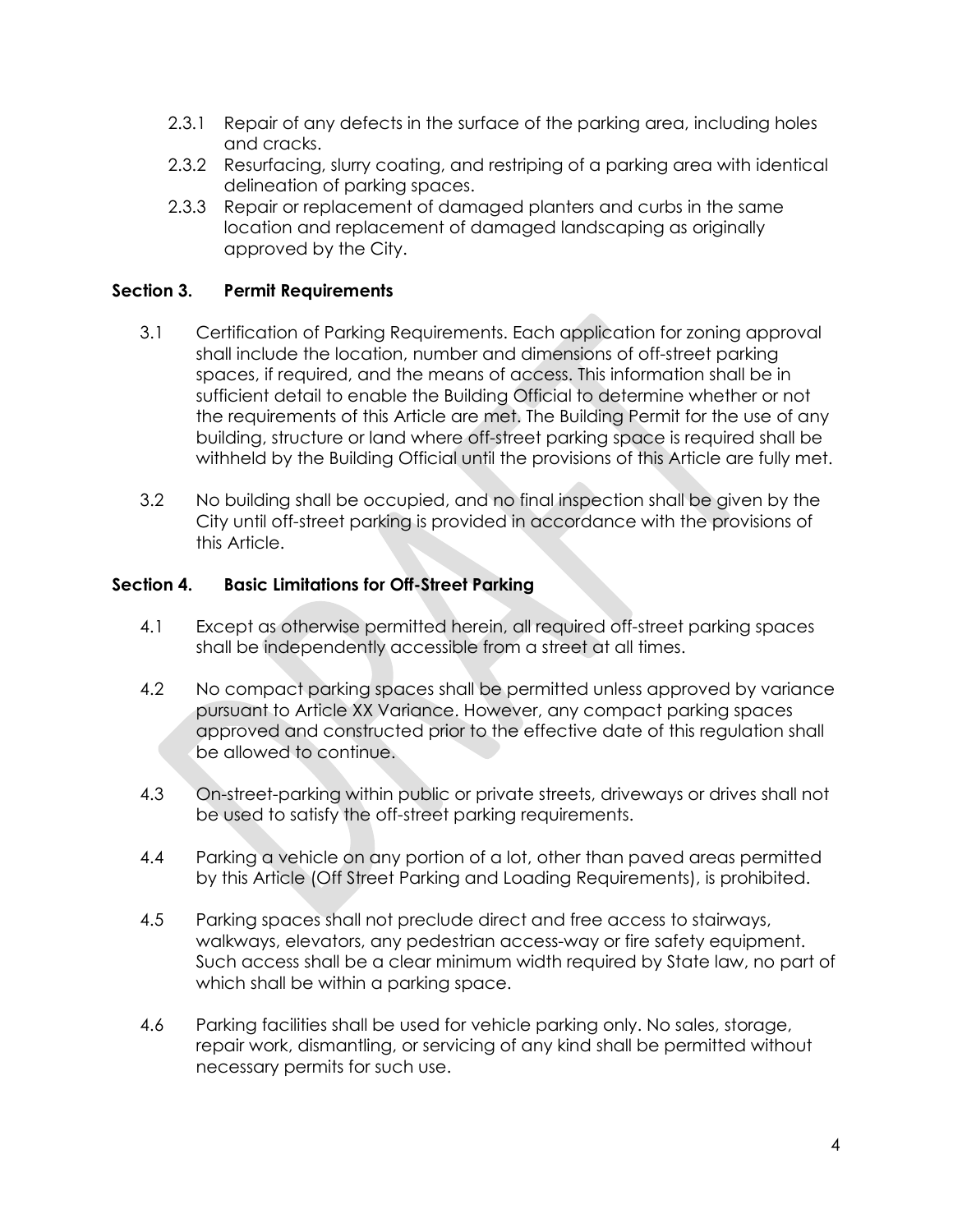2.3.1 Repair of any defects in the surface of the parking area, including holes and cracks.

2.3.2 Resurfacing, slurry coating, and restriping of a parking area with identical delineation of parking spaces.

2.3.3 Repair or replacement of damaged planters and curbs in the same location and replacement of damaged landscaping as originally approved by the City.

## Section 3. Permit Requirements

3.1 Certification of Parking Requirements. Each application for zoning approval shall include the location, number and dimensions of off-street parking spaces, if required, and the means of access. This information shall be in sufficient detail to enable the Building Official to determine whether or not the requirements of this Article are met. The Building Permit for the use of any building, structure or land where off-street parking space is required shall be withheld by the Building Official until the provisions of this Article are fully met.

3.2 No building shall be occupied, and no final inspection shall be given by the City until off-street parking is provided in accordance with the provisions of this Article.

## Section 4. Basic Limitations for Off-Street Parking

4.1 Except as otherwise permitted herein, all required off-street parking spaces shall be independently accessible from a street at all times.

4.2 No compact parking spaces shall be permitted unless approved by variance pursuant to Article XX Variance. However, any compact parking spaces approved and constructed prior to the effective date of this regulation shall be allowed to continue.

4.3 On-street-parking within public or private streets, driveways or drives shall not be used to satisfy the off-street parking requirements.

4.4 Parking a vehicle on any portion of a lot, other than paved areas permitted by this Article (Off Street Parking and Loading Requirements), is prohibited.

4.5 Parking spaces shall not preclude direct and free access to stairways, walkways, elevators, any pedestrian access-way or fire safety equipment. Such access shall be a clear minimum width required by State law, no part of which shall be within a parking space.

4.6 Parking facilities shall be used for vehicle parking only. No sales, storage, repair work, dismantling, or servicing of any kind shall be permitted without necessary permits for such use.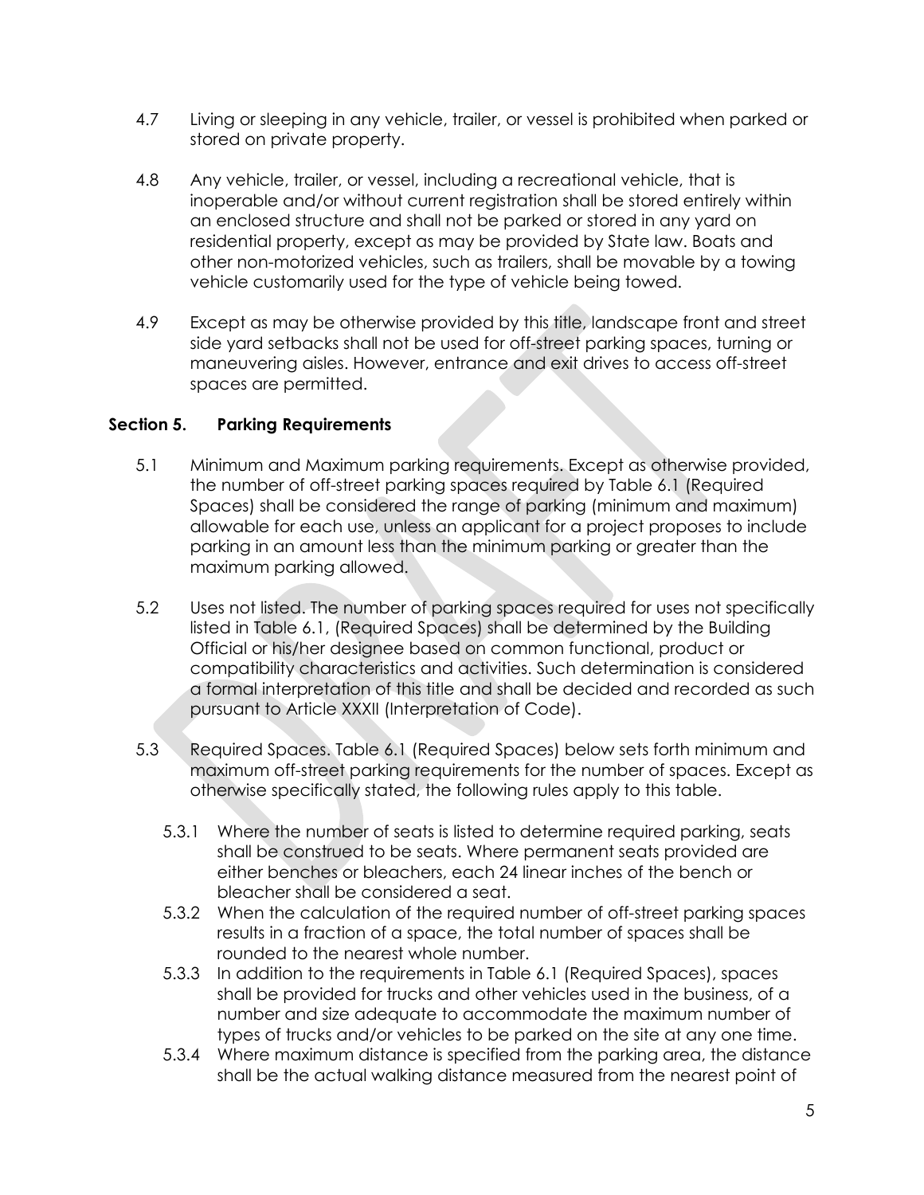4.7 Living or sleeping in any vehicle, trailer, or vessel is prohibited when parked or stored on private property.

4.8 Any vehicle, trailer, or vessel, including a recreational vehicle, that is inoperable and/or without current registration shall be stored entirely within an enclosed structure and shall not be parked or stored in any yard on residential property, except as may be provided by State law. Boats and other non-motorized vehicles, such as trailers, shall be movable by a towing vehicle customarily used for the type of vehicle being towed.

4.9 Except as may be otherwise provided by this title, landscape front and street side yard setbacks shall not be used for off-street parking spaces, turning or maneuvering aisles. However, entrance and exit drives to access off-street spaces are permitted.

## Section 5. Parking Requirements

5.1 Minimum and Maximum parking requirements. Except as otherwise provided, the number of off-street parking spaces required by Table 6.1 (Required Spaces) shall be considered the range of parking (minimum and maximum) allowable for each use, unless an applicant for a project proposes to include parking in an amount less than the minimum parking or greater than the maximum parking allowed.

5.2 Uses not listed. The number of parking spaces required for uses not specifically listed in Table 6.1, (Required Spaces) shall be determined by the Building Official or his/her designee based on common functional, product or compatibility characteristics and activities. Such determination is considered a formal interpretation of this title and shall be decided and recorded as such pursuant to Article XXXII (Interpretation of Code).

5.3 Required Spaces. Table 6.1 (Required Spaces) below sets forth minimum and maximum off-street parking requirements for the number of spaces. Except as otherwise specifically stated, the following rules apply to this table.

5.3.1 Where the number of seats is listed to determine required parking, seats shall be construed to be seats. Where permanent seats provided are either benches or bleachers, each 24 linear inches of the bench or bleacher shall be considered a seat.

5.3.2 When the calculation of the required number of off-street parking spaces results in a fraction of a space, the total number of spaces shall be rounded to the nearest whole number.

5.3.3 In addition to the requirements in Table 6.1 (Required Spaces), spaces shall be provided for trucks and other vehicles used in the business, of a number and size adequate to accommodate the maximum number of types of trucks and/or vehicles to be parked on the site at any one time.

5.3.4 Where maximum distance is specified from the parking area, the distance shall be the actual walking distance measured from the nearest point of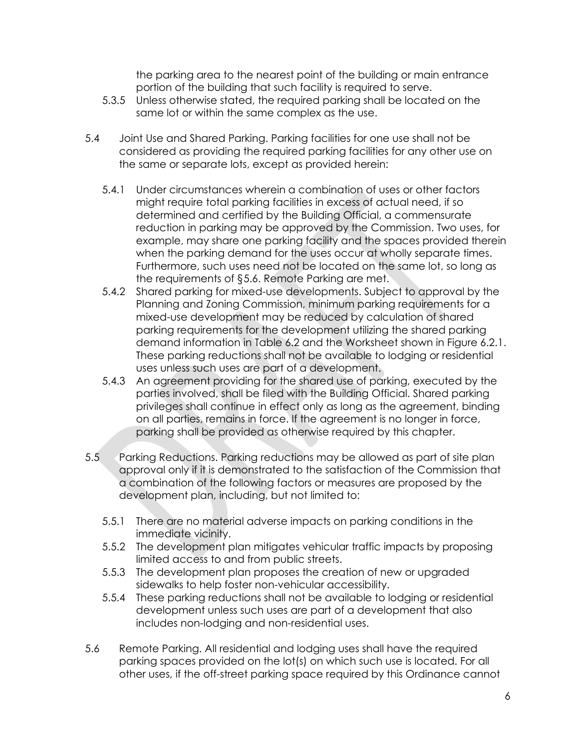the parking area to the nearest point of the building or main entrance portion of the building that such facility is required to serve.

5.3.5 Unless otherwise stated, the required parking shall be located on the same lot or within the same complex as the use.

5.4 Joint Use and Shared Parking. Parking facilities for one use shall not be considered as providing the required parking facilities for any other use on the same or separate lots, except as provided herein:

5.4.1 Under circumstances wherein a combination of uses or other factors might require total parking facilities in excess of actual need, if so determined and certified by the Building Official, a commensurate reduction in parking may be approved by the Commission. Two uses, for example, may share one parking facility and the spaces provided therein when the parking demand for the uses occur at wholly separate times. Furthermore, such uses need not be located on the same lot, so long as the requirements of §5.6. Remote Parking are met.

5.4.2 Shared parking for mixed-use developments. Subject to approval by the Planning and Zoning Commission, minimum parking requirements for a mixed-use development may be reduced by calculation of shared parking requirements for the development utilizing the shared parking demand information in Table 6.2 and the Worksheet shown in Figure 6.2.1. These parking reductions shall not be available to lodging or residential uses unless such uses are part of a development.

5.4.3 An agreement providing for the shared use of parking, executed by the parties involved, shall be filed with the Building Official. Shared parking privileges shall continue in effect only as long as the agreement, binding on all parties, remains in force. If the agreement is no longer in force, parking shall be provided as otherwise required by this chapter.

5.5 Parking Reductions. Parking reductions may be allowed as part of site plan approval only if it is demonstrated to the satisfaction of the Commission that a combination of the following factors or measures are proposed by the development plan, including, but not limited to:

5.5.1 There are no material adverse impacts on parking conditions in the immediate vicinity.

5.5.2 The development plan mitigates vehicular traffic impacts by proposing limited access to and from public streets.

5.5.3 The development plan proposes the creation of new or upgraded sidewalks to help foster non-vehicular accessibility.

5.5.4 These parking reductions shall not be available to lodging or residential development unless such uses are part of a development that also includes non-lodging and non-residential uses.

5.6 Remote Parking. All residential and lodging uses shall have the required parking spaces provided on the lot(s) on which such use is located. For all other uses, if the off-street parking space required by this Ordinance cannot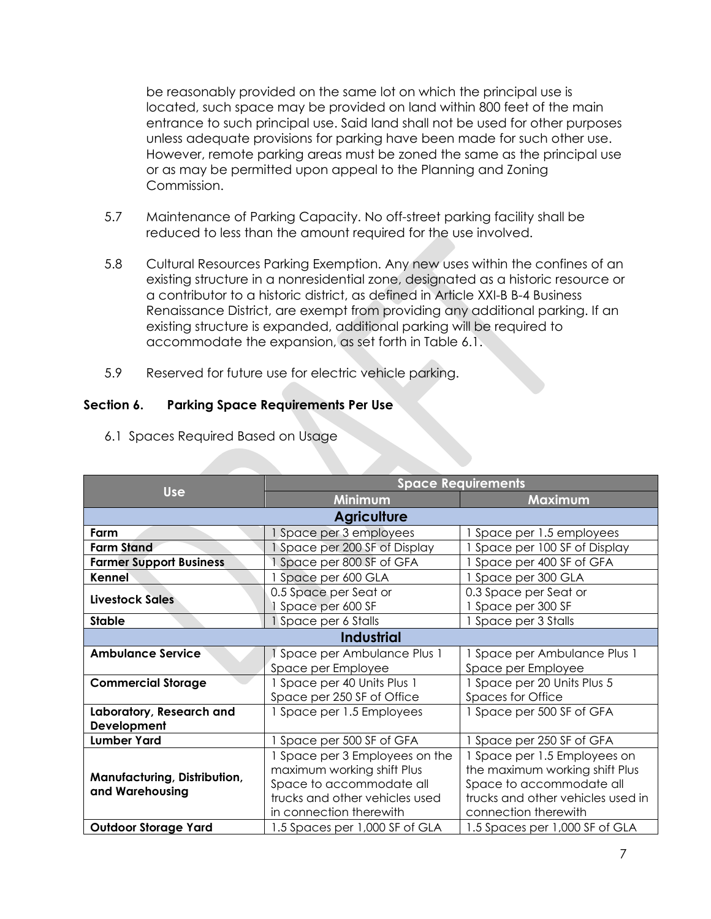be reasonably provided on the same lot on which the principal use is located, such space may be provided on land within 800 feet of the main entrance to such principal use. Said land shall not be used for other purposes unless adequate provisions for parking have been made for such other use. However, remote parking areas must be zoned the same as the principal use or as may be permitted upon appeal to the Planning and Zoning Commission.

5.7 Maintenance of Parking Capacity. No off-street parking facility shall be reduced to less than the amount required for the use involved.

5.8 Cultural Resources Parking Exemption. Any new uses within the confines of an existing structure in a nonresidential zone, designated as a historic resource or a contributor to a historic district, as defined in Article XXI-B B-4 Business Renaissance District, are exempt from providing any additional parking. If an existing structure is expanded, additional parking will be required to accommodate the expansion, as set forth in Table 6.1.

5.9 Reserved for future use for electric vehicle parking.

## Section 6. Parking Space Requirements Per Use

6.1 Spaces Required Based on Usage

| Use | Space Requirements | |
|---|---|---|
| | **Minimum** | **Maximum** |
| **Agriculture** | | |
| **Farm** | 1 Space per 3 employees | 1 Space per 1.5 employees |
| **Farm Stand** | 1 Space per 200 SF of Display | 1 Space per 100 SF of Display |
| **Farmer Support Business** | 1 Space per 800 SF of GFA | 1 Space per 400 SF of GFA |
| **Kennel** | 1 Space per 600 GLA | 1 Space per 300 GLA |
| **Livestock Sales** | 0.5 Space per Seat or 1 Space per 600 SF | 0.3 Space per Seat or 1 Space per 300 SF |
| **Stable** | 1 Space per 6 Stalls | 1 Space per 3 Stalls |
| **Industrial** | | |
| **Ambulance Service** | 1 Space per Ambulance Plus 1 Space per Employee | 1 Space per Ambulance Plus 1 Space per Employee |
| **Commercial Storage** | 1 Space per 40 Units Plus 1 Space per 250 SF of Office | 1 Space per 20 Units Plus 5 Spaces for Office |
| **Laboratory, Research and Development** | 1 Space per 1.5 Employees | 1 Space per 500 SF of GFA |
| **Lumber Yard** | 1 Space per 500 SF of GFA | 1 Space per 250 SF of GFA |
| **Manufacturing, Distribution, and Warehousing** | 1 Space per 3 Employees on the maximum working shift Plus Space to accommodate all trucks and other vehicles used in connection therewith | 1 Space per 1.5 Employees on the maximum working shift Plus Space to accommodate all trucks and other vehicles used in connection therewith |
| **Outdoor Storage Yard** | 1.5 Spaces per 1,000 SF of GLA | 1.5 Spaces per 1,000 SF of GLA |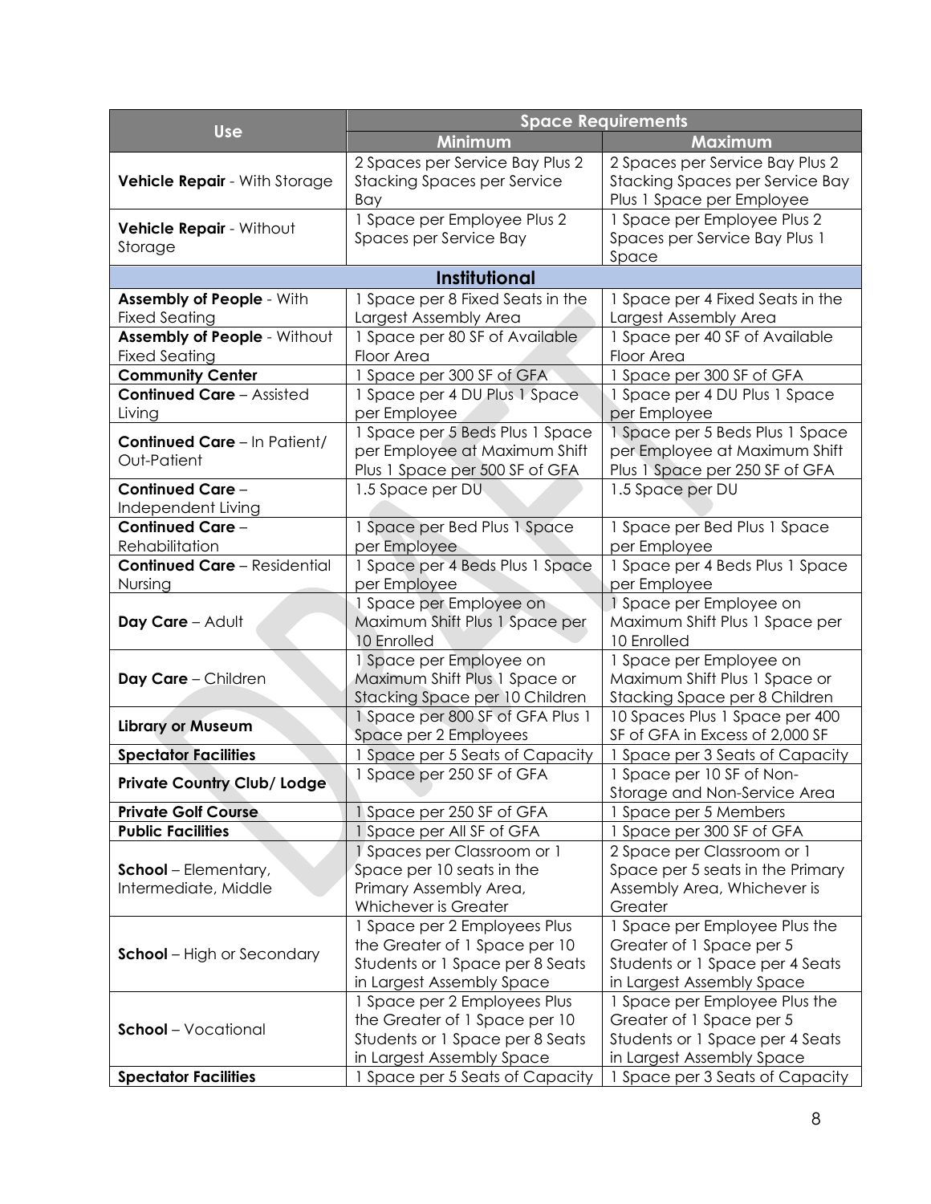| Use | Space Requirements | |
|---|---|---|
| | **Minimum** | **Maximum** |
| **Vehicle Repair** - With Storage | 2 Spaces per Service Bay Plus 2 Stacking Spaces per Service Bay | 2 Spaces per Service Bay Plus 2 Stacking Spaces per Service Bay Plus 1 Space per Employee |
| **Vehicle Repair** - Without Storage | 1 Space per Employee Plus 2 Spaces per Service Bay | 1 Space per Employee Plus 2 Spaces per Service Bay Plus 1 Space |
| **Institutional** | | |
| **Assembly of People** - With Fixed Seating | 1 Space per 8 Fixed Seats in the Largest Assembly Area | 1 Space per 4 Fixed Seats in the Largest Assembly Area |
| **Assembly of People** - Without Fixed Seating | 1 Space per 80 SF of Available Floor Area | 1 Space per 40 SF of Available Floor Area |
| **Community Center** | 1 Space per 300 SF of GFA | 1 Space per 300 SF of GFA |
| **Continued Care** – Assisted Living | 1 Space per 4 DU Plus 1 Space per Employee | 1 Space per 4 DU Plus 1 Space per Employee |
| **Continued Care** – In Patient/ Out-Patient | 1 Space per 5 Beds Plus 1 Space per Employee at Maximum Shift Plus 1 Space per 500 SF of GFA | 1 Space per 5 Beds Plus 1 Space per Employee at Maximum Shift Plus 1 Space per 250 SF of GFA |
| **Continued Care** – Independent Living | 1.5 Space per DU | 1.5 Space per DU |
| **Continued Care** – Rehabilitation | 1 Space per Bed Plus 1 Space per Employee | 1 Space per Bed Plus 1 Space per Employee |
| **Continued Care** – Residential Nursing | 1 Space per 4 Beds Plus 1 Space per Employee | 1 Space per 4 Beds Plus 1 Space per Employee |
| **Day Care** – Adult | 1 Space per Employee on Maximum Shift Plus 1 Space per 10 Enrolled | 1 Space per Employee on Maximum Shift Plus 1 Space per 10 Enrolled |
| **Day Care** – Children | 1 Space per Employee on Maximum Shift Plus 1 Space or Stacking Space per 10 Children | 1 Space per Employee on Maximum Shift Plus 1 Space or Stacking Space per 8 Children |
| **Library or Museum** | 1 Space per 800 SF of GFA Plus 1 Space per 2 Employees | 10 Spaces Plus 1 Space per 400 SF of GFA in Excess of 2,000 SF |
| **Spectator Facilities** | 1 Space per 5 Seats of Capacity | 1 Space per 3 Seats of Capacity |
| **Private Country Club/ Lodge** | 1 Space per 250 SF of GFA | 1 Space per 10 SF of Non-Storage and Non-Service Area |
| **Private Golf Course** | 1 Space per 250 SF of GFA | 1 Space per 5 Members |
| **Public Facilities** | 1 Space per All SF of GFA | 1 Space per 300 SF of GFA |
| **School** – Elementary, Intermediate, Middle | 1 Spaces per Classroom or 1 Space per 10 seats in the Primary Assembly Area, Whichever is Greater | 2 Space per Classroom or 1 Space per 5 seats in the Primary Assembly Area, Whichever is Greater |
| **School** – High or Secondary | 1 Space per 2 Employees Plus the Greater of 1 Space per 10 Students or 1 Space per 8 Seats in Largest Assembly Space | 1 Space per Employee Plus the Greater of 1 Space per 5 Students or 1 Space per 4 Seats in Largest Assembly Space |
| **School** – Vocational | 1 Space per 2 Employees Plus the Greater of 1 Space per 10 Students or 1 Space per 8 Seats in Largest Assembly Space | 1 Space per Employee Plus the Greater of 1 Space per 5 Students or 1 Space per 4 Seats in Largest Assembly Space |
| **Spectator Facilities** | 1 Space per 5 Seats of Capacity | 1 Space per 3 Seats of Capacity |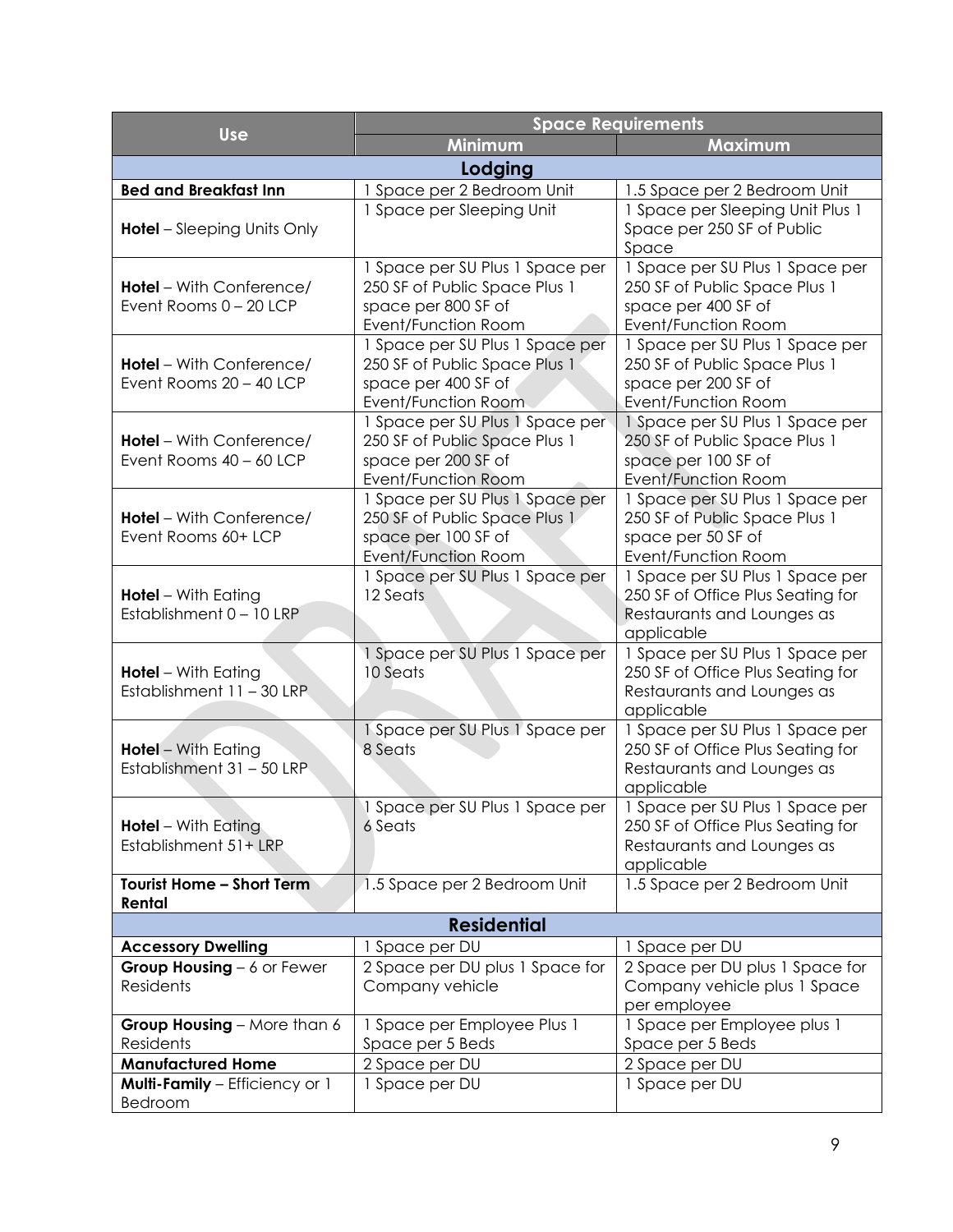| Use | Space Requirements | |
|---|---|---|
| | Minimum | Maximum |
| **Lodging** | | |
| **Bed and Breakfast Inn** | 1 Space per 2 Bedroom Unit | 1.5 Space per 2 Bedroom Unit |
| **Hotel** – Sleeping Units Only | 1 Space per Sleeping Unit | 1 Space per Sleeping Unit Plus 1 Space per 250 SF of Public Space |
| **Hotel** – With Conference/ Event Rooms 0 – 20 LCP | 1 Space per SU Plus 1 Space per 250 SF of Public Space Plus 1 space per 800 SF of Event/Function Room | 1 Space per SU Plus 1 Space per 250 SF of Public Space Plus 1 space per 400 SF of Event/Function Room |
| **Hotel** – With Conference/ Event Rooms 20 – 40 LCP | 1 Space per SU Plus 1 Space per 250 SF of Public Space Plus 1 space per 400 SF of Event/Function Room | 1 Space per SU Plus 1 Space per 250 SF of Public Space Plus 1 space per 200 SF of Event/Function Room |
| **Hotel** – With Conference/ Event Rooms 40 – 60 LCP | 1 Space per SU Plus 1 Space per 250 SF of Public Space Plus 1 space per 200 SF of Event/Function Room | 1 Space per SU Plus 1 Space per 250 SF of Public Space Plus 1 space per 100 SF of Event/Function Room |
| **Hotel** – With Conference/ Event Rooms 60+ LCP | 1 Space per SU Plus 1 Space per 250 SF of Public Space Plus 1 space per 100 SF of Event/Function Room | 1 Space per SU Plus 1 Space per 250 SF of Public Space Plus 1 space per 50 SF of Event/Function Room |
| **Hotel** – With Eating Establishment 0 – 10 LRP | 1 Space per SU Plus 1 Space per 12 Seats | 1 Space per SU Plus 1 Space per 250 SF of Office Plus Seating for Restaurants and Lounges as applicable |
| **Hotel** – With Eating Establishment 11 – 30 LRP | 1 Space per SU Plus 1 Space per 10 Seats | 1 Space per SU Plus 1 Space per 250 SF of Office Plus Seating for Restaurants and Lounges as applicable |
| **Hotel** – With Eating Establishment 31 – 50 LRP | 1 Space per SU Plus 1 Space per 8 Seats | 1 Space per SU Plus 1 Space per 250 SF of Office Plus Seating for Restaurants and Lounges as applicable |
| **Hotel** – With Eating Establishment 51+ LRP | 1 Space per SU Plus 1 Space per 6 Seats | 1 Space per SU Plus 1 Space per 250 SF of Office Plus Seating for Restaurants and Lounges as applicable |
| **Tourist Home – Short Term Rental** | 1.5 Space per 2 Bedroom Unit | 1.5 Space per 2 Bedroom Unit |
| **Residential** | | |
| **Accessory Dwelling** | 1 Space per DU | 1 Space per DU |
| **Group Housing** – 6 or Fewer Residents | 2 Space per DU plus 1 Space for Company vehicle | 2 Space per DU plus 1 Space for Company vehicle plus 1 Space per employee |
| **Group Housing** – More than 6 Residents | 1 Space per Employee Plus 1 Space per 5 Beds | 1 Space per Employee plus 1 Space per 5 Beds |
| **Manufactured Home** | 2 Space per DU | 2 Space per DU |
| **Multi-Family** – Efficiency or 1 Bedroom | 1 Space per DU | 1 Space per DU |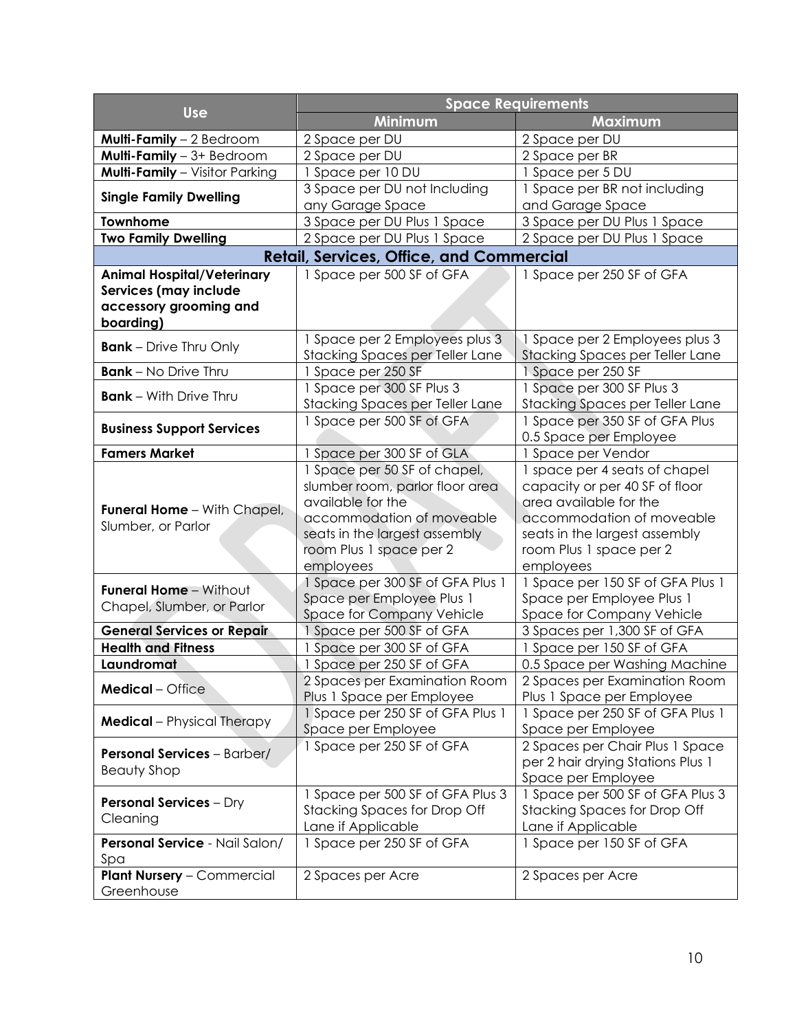| Use | Space Requirements | |
|---|---|---|
| | Minimum | Maximum |
| **Multi-Family** – 2 Bedroom | 2 Space per DU | 2 Space per DU |
| **Multi-Family** – 3+ Bedroom | 2 Space per DU | 2 Space per BR |
| **Multi-Family** – Visitor Parking | 1 Space per 10 DU | 1 Space per 5 DU |
| **Single Family Dwelling** | 3 Space per DU not Including any Garage Space | 1 Space per BR not including and Garage Space |
| **Townhome** | 3 Space per DU Plus 1 Space | 3 Space per DU Plus 1 Space |
| **Two Family Dwelling** | 2 Space per DU Plus 1 Space | 2 Space per DU Plus 1 Space |
| **Retail, Services, Office, and Commercial** | | |
| **Animal Hospital/Veterinary Services (may include accessory grooming and boarding)** | 1 Space per 500 SF of GFA | 1 Space per 250 SF of GFA |
| **Bank** – Drive Thru Only | 1 Space per 2 Employees plus 3 Stacking Spaces per Teller Lane | 1 Space per 2 Employees plus 3 Stacking Spaces per Teller Lane |
| **Bank** – No Drive Thru | 1 Space per 250 SF | 1 Space per 250 SF |
| **Bank** – With Drive Thru | 1 Space per 300 SF Plus 3 Stacking Spaces per Teller Lane | 1 Space per 300 SF Plus 3 Stacking Spaces per Teller Lane |
| **Business Support Services** | 1 Space per 500 SF of GFA | 1 Space per 350 SF of GFA Plus 0.5 Space per Employee |
| **Famers Market** | 1 Space per 300 SF of GLA | 1 Space per Vendor |
| **Funeral Home** – With Chapel, Slumber, or Parlor | 1 Space per 50 SF of chapel, slumber room, parlor floor area available for the accommodation of moveable seats in the largest assembly room Plus 1 space per 2 employees | 1 space per 4 seats of chapel capacity or per 40 SF of floor area available for the accommodation of moveable seats in the largest assembly room Plus 1 space per 2 employees |
| **Funeral Home** – Without Chapel, Slumber, or Parlor | 1 Space per 300 SF of GFA Plus 1 Space per Employee Plus 1 Space for Company Vehicle | 1 Space per 150 SF of GFA Plus 1 Space per Employee Plus 1 Space for Company Vehicle |
| **General Services or Repair** | 1 Space per 500 SF of GFA | 3 Spaces per 1,300 SF of GFA |
| **Health and Fitness** | 1 Space per 300 SF of GFA | 1 Space per 150 SF of GFA |
| **Laundromat** | 1 Space per 250 SF of GFA | 0.5 Space per Washing Machine |
| **Medical** – Office | 2 Spaces per Examination Room Plus 1 Space per Employee | 2 Spaces per Examination Room Plus 1 Space per Employee |
| **Medical** – Physical Therapy | 1 Space per 250 SF of GFA Plus 1 Space per Employee | 1 Space per 250 SF of GFA Plus 1 Space per Employee |
| **Personal Services** – Barber/ Beauty Shop | 1 Space per 250 SF of GFA | 2 Spaces per Chair Plus 1 Space per 2 hair drying Stations Plus 1 Space per Employee |
| **Personal Services** – Dry Cleaning | 1 Space per 500 SF of GFA Plus 3 Stacking Spaces for Drop Off Lane if Applicable | 1 Space per 500 SF of GFA Plus 3 Stacking Spaces for Drop Off Lane if Applicable |
| **Personal Service** - Nail Salon/ Spa | 1 Space per 250 SF of GFA | 1 Space per 150 SF of GFA |
| **Plant Nursery** – Commercial Greenhouse | 2 Spaces per Acre | 2 Spaces per Acre |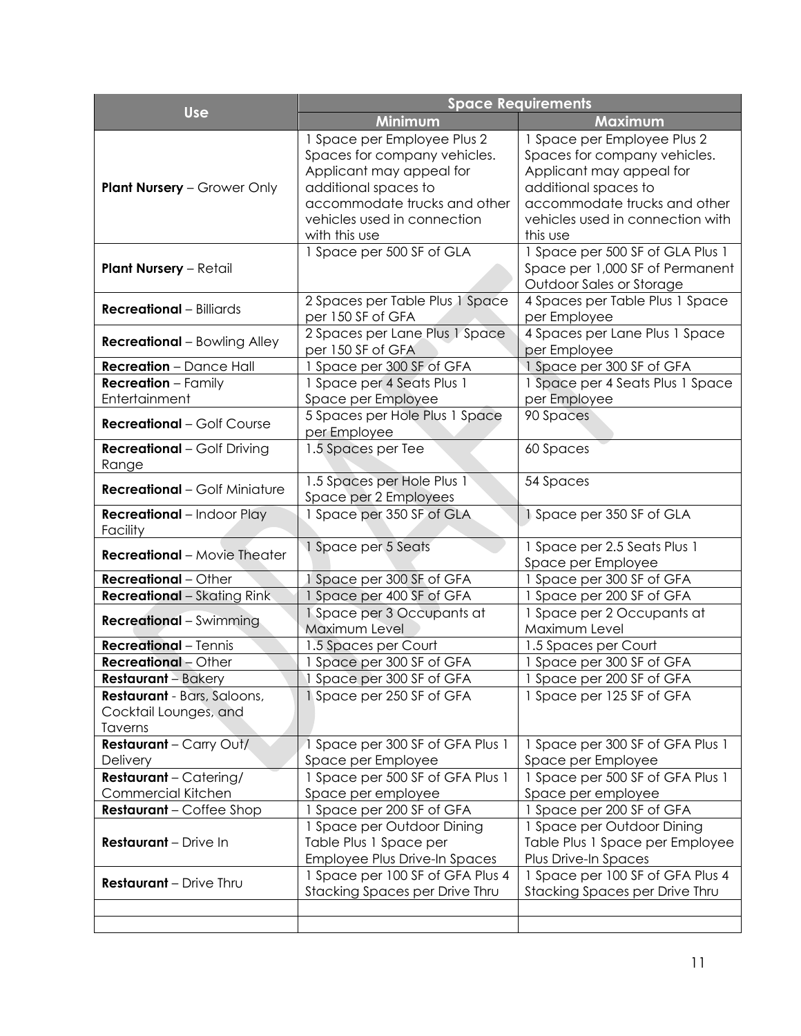| Use | Space Requirements | |
|---|---|---|
| | **Minimum** | **Maximum** |
| **Plant Nursery** – Grower Only | 1 Space per Employee Plus 2 Spaces for company vehicles. Applicant may appeal for additional spaces to accommodate trucks and other vehicles used in connection with this use | 1 Space per Employee Plus 2 Spaces for company vehicles. Applicant may appeal for additional spaces to accommodate trucks and other vehicles used in connection with this use |
| **Plant Nursery** – Retail | 1 Space per 500 SF of GLA | 1 Space per 500 SF of GLA Plus 1 Space per 1,000 SF of Permanent Outdoor Sales or Storage |
| **Recreational** – Billiards | 2 Spaces per Table Plus 1 Space per 150 SF of GFA | 4 Spaces per Table Plus 1 Space per Employee |
| **Recreational** – Bowling Alley | 2 Spaces per Lane Plus 1 Space per 150 SF of GFA | 4 Spaces per Lane Plus 1 Space per Employee |
| **Recreation** – Dance Hall | 1 Space per 300 SF of GFA | 1 Space per 300 SF of GFA |
| **Recreation** – Family Entertainment | 1 Space per 4 Seats Plus 1 Space per Employee | 1 Space per 4 Seats Plus 1 Space per Employee |
| **Recreational** – Golf Course | 5 Spaces per Hole Plus 1 Space per Employee | 90 Spaces |
| **Recreational** – Golf Driving Range | 1.5 Spaces per Tee | 60 Spaces |
| **Recreational** – Golf Miniature | 1.5 Spaces per Hole Plus 1 Space per 2 Employees | 54 Spaces |
| **Recreational** – Indoor Play Facility | 1 Space per 350 SF of GLA | 1 Space per 350 SF of GLA |
| **Recreational** – Movie Theater | 1 Space per 5 Seats | 1 Space per 2.5 Seats Plus 1 Space per Employee |
| **Recreational** – Other | 1 Space per 300 SF of GFA | 1 Space per 300 SF of GFA |
| **Recreational** – Skating Rink | 1 Space per 400 SF of GFA | 1 Space per 200 SF of GFA |
| **Recreational** – Swimming | 1 Space per 3 Occupants at Maximum Level | 1 Space per 2 Occupants at Maximum Level |
| **Recreational** – Tennis | 1.5 Spaces per Court | 1.5 Spaces per Court |
| **Recreational** – Other | 1 Space per 300 SF of GFA | 1 Space per 300 SF of GFA |
| **Restaurant** – Bakery | 1 Space per 300 SF of GFA | 1 Space per 200 SF of GFA |
| **Restaurant** - Bars, Saloons, Cocktail Lounges, and Taverns | 1 Space per 250 SF of GFA | 1 Space per 125 SF of GFA |
| **Restaurant** – Carry Out/ Delivery | 1 Space per 300 SF of GFA Plus 1 Space per Employee | 1 Space per 300 SF of GFA Plus 1 Space per Employee |
| **Restaurant** – Catering/ Commercial Kitchen | 1 Space per 500 SF of GFA Plus 1 Space per employee | 1 Space per 500 SF of GFA Plus 1 Space per employee |
| **Restaurant** – Coffee Shop | 1 Space per 200 SF of GFA | 1 Space per 200 SF of GFA |
| **Restaurant** – Drive In | 1 Space per Outdoor Dining Table Plus 1 Space per Employee Plus Drive-In Spaces | 1 Space per Outdoor Dining Table Plus 1 Space per Employee Plus Drive-In Spaces |
| **Restaurant** – Drive Thru | 1 Space per 100 SF of GFA Plus 4 Stacking Spaces per Drive Thru | 1 Space per 100 SF of GFA Plus 4 Stacking Spaces per Drive Thru |
| | | |
| | | |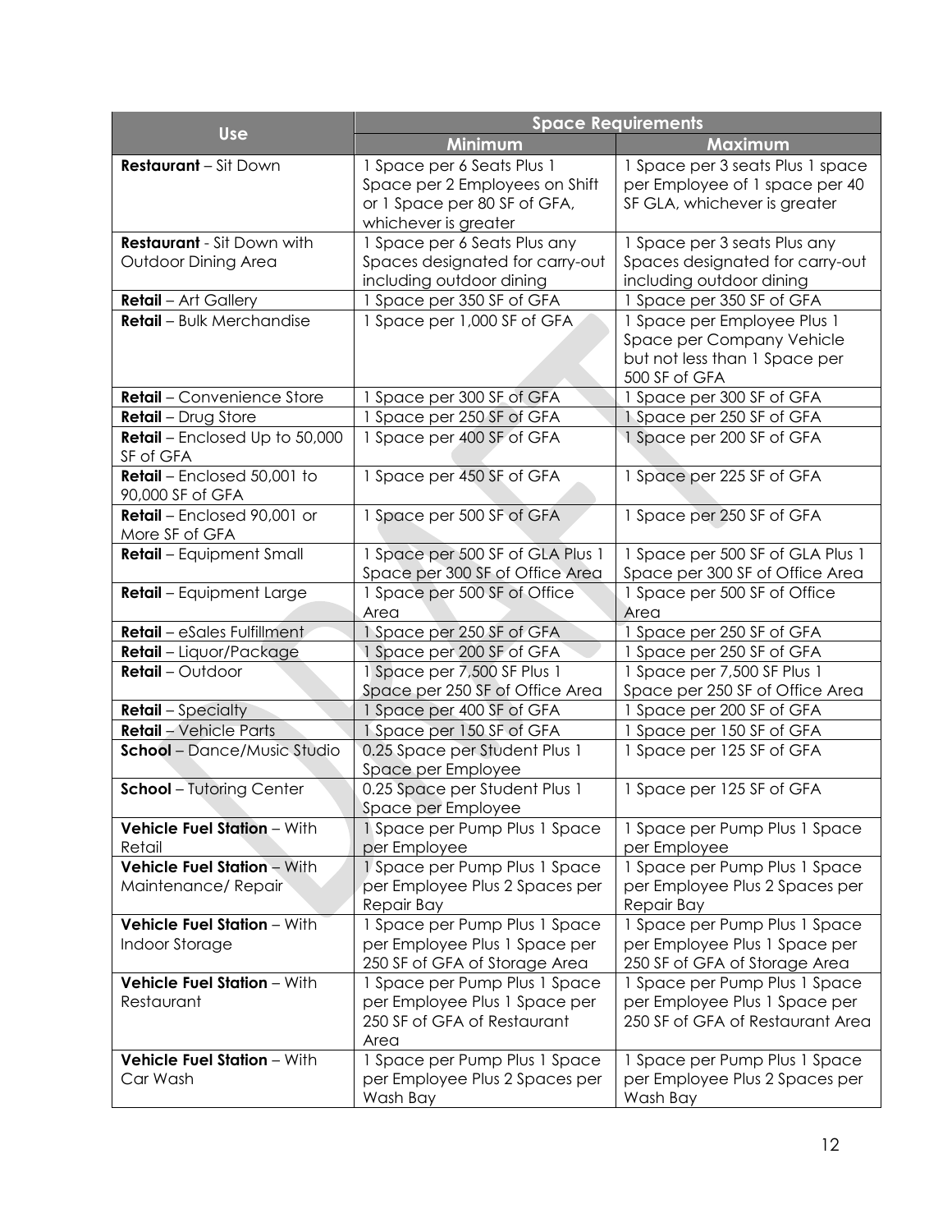| Use | Space Requirements | |
|---|---|---|
| | Minimum | Maximum |
| **Restaurant** – Sit Down | 1 Space per 6 Seats Plus 1 Space per 2 Employees on Shift or 1 Space per 80 SF of GFA, whichever is greater | 1 Space per 3 seats Plus 1 space per Employee of 1 space per 40 SF GLA, whichever is greater |
| **Restaurant** - Sit Down with Outdoor Dining Area | 1 Space per 6 Seats Plus any Spaces designated for carry-out including outdoor dining | 1 Space per 3 seats Plus any Spaces designated for carry-out including outdoor dining |
| **Retail** – Art Gallery | 1 Space per 350 SF of GFA | 1 Space per 350 SF of GFA |
| **Retail** – Bulk Merchandise | 1 Space per 1,000 SF of GFA | 1 Space per Employee Plus 1 Space per Company Vehicle but not less than 1 Space per 500 SF of GFA |
| **Retail** – Convenience Store | 1 Space per 300 SF of GFA | 1 Space per 300 SF of GFA |
| **Retail** – Drug Store | 1 Space per 250 SF of GFA | 1 Space per 250 SF of GFA |
| **Retail** – Enclosed Up to 50,000 SF of GFA | 1 Space per 400 SF of GFA | 1 Space per 200 SF of GFA |
| **Retail** – Enclosed 50,001 to 90,000 SF of GFA | 1 Space per 450 SF of GFA | 1 Space per 225 SF of GFA |
| **Retail** – Enclosed 90,001 or More SF of GFA | 1 Space per 500 SF of GFA | 1 Space per 250 SF of GFA |
| **Retail** – Equipment Small | 1 Space per 500 SF of GLA Plus 1 Space per 300 SF of Office Area | 1 Space per 500 SF of GLA Plus 1 Space per 300 SF of Office Area |
| **Retail** – Equipment Large | 1 Space per 500 SF of Office Area | 1 Space per 500 SF of Office Area |
| **Retail** – eSales Fulfillment | 1 Space per 250 SF of GFA | 1 Space per 250 SF of GFA |
| **Retail** – Liquor/Package | 1 Space per 200 SF of GFA | 1 Space per 250 SF of GFA |
| **Retail** – Outdoor | 1 Space per 7,500 SF Plus 1 Space per 250 SF of Office Area | 1 Space per 7,500 SF Plus 1 Space per 250 SF of Office Area |
| **Retail** – Specialty | 1 Space per 400 SF of GFA | 1 Space per 200 SF of GFA |
| **Retail** – Vehicle Parts | 1 Space per 150 SF of GFA | 1 Space per 150 SF of GFA |
| **School** – Dance/Music Studio | 0.25 Space per Student Plus 1 Space per Employee | 1 Space per 125 SF of GFA |
| **School** – Tutoring Center | 0.25 Space per Student Plus 1 Space per Employee | 1 Space per 125 SF of GFA |
| **Vehicle Fuel Station** – With Retail | 1 Space per Pump Plus 1 Space per Employee | 1 Space per Pump Plus 1 Space per Employee |
| **Vehicle Fuel Station** – With Maintenance/ Repair | 1 Space per Pump Plus 1 Space per Employee Plus 2 Spaces per Repair Bay | 1 Space per Pump Plus 1 Space per Employee Plus 2 Spaces per Repair Bay |
| **Vehicle Fuel Station** – With Indoor Storage | 1 Space per Pump Plus 1 Space per Employee Plus 1 Space per 250 SF of GFA of Storage Area | 1 Space per Pump Plus 1 Space per Employee Plus 1 Space per 250 SF of GFA of Storage Area |
| **Vehicle Fuel Station** – With Restaurant | 1 Space per Pump Plus 1 Space per Employee Plus 1 Space per 250 SF of GFA of Restaurant Area | 1 Space per Pump Plus 1 Space per Employee Plus 1 Space per 250 SF of GFA of Restaurant Area |
| **Vehicle Fuel Station** – With Car Wash | 1 Space per Pump Plus 1 Space per Employee Plus 2 Spaces per Wash Bay | 1 Space per Pump Plus 1 Space per Employee Plus 2 Spaces per Wash Bay |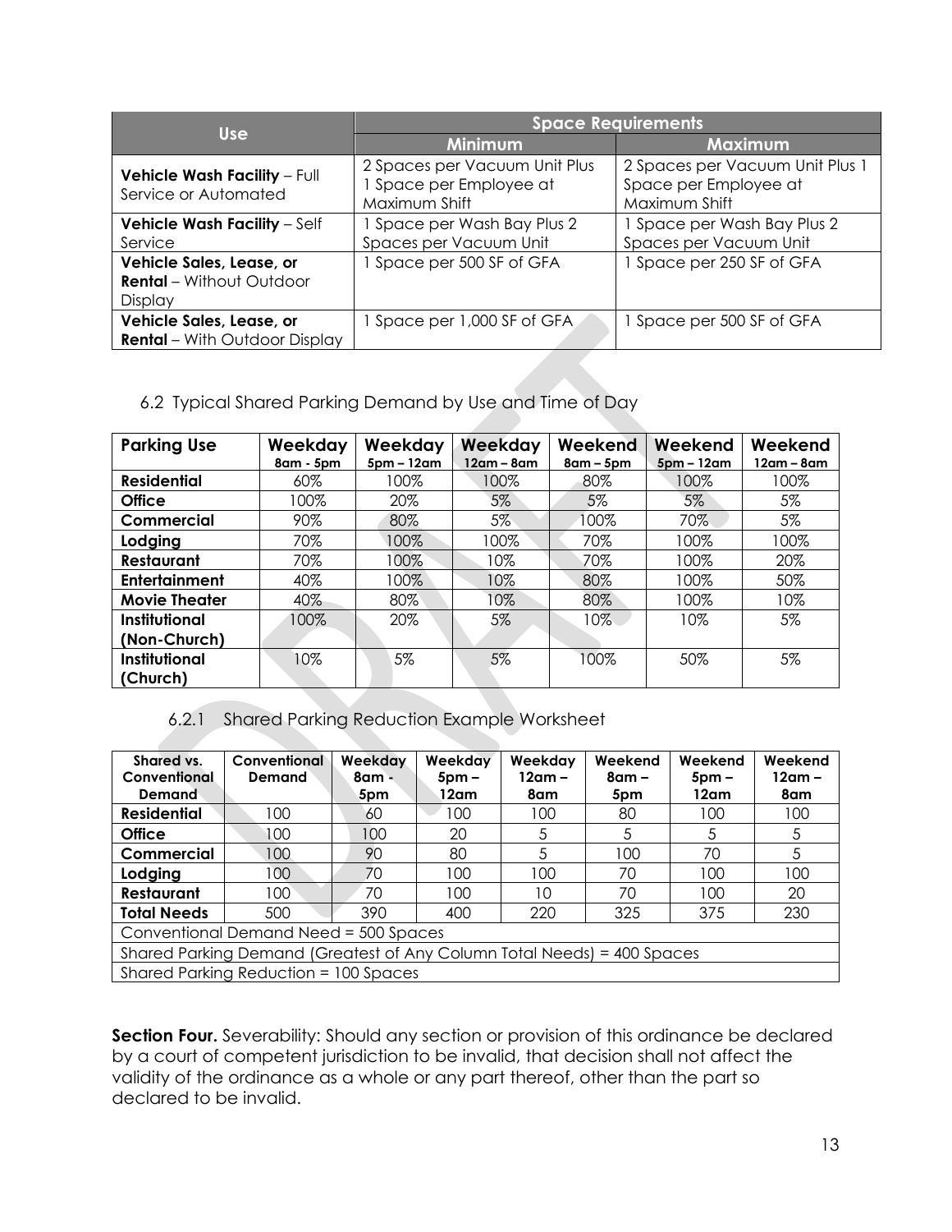| Use | Space Requirements | |
|---|---|---|
| | Minimum | Maximum |
| **Vehicle Wash Facility** – Full Service or Automated | 2 Spaces per Vacuum Unit Plus 1 Space per Employee at Maximum Shift | 2 Spaces per Vacuum Unit Plus 1 Space per Employee at Maximum Shift |
| **Vehicle Wash Facility** – Self Service | 1 Space per Wash Bay Plus 2 Spaces per Vacuum Unit | 1 Space per Wash Bay Plus 2 Spaces per Vacuum Unit |
| **Vehicle Sales, Lease, or Rental** – Without Outdoor Display | 1 Space per 500 SF of GFA | 1 Space per 250 SF of GFA |
| **Vehicle Sales, Lease, or Rental** – With Outdoor Display | 1 Space per 1,000 SF of GFA | 1 Space per 500 SF of GFA |

## 6.2 Typical Shared Parking Demand by Use and Time of Day

| Parking Use | Weekday 8am - 5pm | Weekday 5pm – 12am | Weekday 12am – 8am | Weekend 8am – 5pm | Weekend 5pm – 12am | Weekend 12am – 8am |
|---|---|---|---|---|---|---|
| **Residential** | 60% | 100% | 100% | 80% | 100% | 100% |
| **Office** | 100% | 20% | 5% | 5% | 5% | 5% |
| **Commercial** | 90% | 80% | 5% | 100% | 70% | 5% |
| **Lodging** | 70% | 100% | 100% | 70% | 100% | 100% |
| **Restaurant** | 70% | 100% | 10% | 70% | 100% | 20% |
| **Entertainment** | 40% | 100% | 10% | 80% | 100% | 50% |
| **Movie Theater** | 40% | 80% | 10% | 80% | 100% | 10% |
| **Institutional (Non-Church)** | 100% | 20% | 5% | 10% | 10% | 5% |
| **Institutional (Church)** | 10% | 5% | 5% | 100% | 50% | 5% |

### 6.2.1 Shared Parking Reduction Example Worksheet

| Shared vs. Conventional Demand | Conventional Demand | Weekday 8am - 5pm | Weekday 5pm – 12am | Weekday 12am – 8am | Weekend 8am – 5pm | Weekend 5pm – 12am | Weekend 12am – 8am |
|---|---|---|---|---|---|---|---|
| **Residential** | 100 | 60 | 100 | 100 | 80 | 100 | 100 |
| **Office** | 100 | 100 | 20 | 5 | 5 | 5 | 5 |
| **Commercial** | 100 | 90 | 80 | 5 | 100 | 70 | 5 |
| **Lodging** | 100 | 70 | 100 | 100 | 70 | 100 | 100 |
| **Restaurant** | 100 | 70 | 100 | 10 | 70 | 100 | 20 |
| **Total Needs** | 500 | 390 | 400 | 220 | 325 | 375 | 230 |
| Conventional Demand Need = 500 Spaces | | | | | | | |
| Shared Parking Demand (Greatest of Any Column Total Needs) = 400 Spaces | | | | | | | |
| Shared Parking Reduction = 100 Spaces | | | | | | | |

**Section Four.** Severability: Should any section or provision of this ordinance be declared by a court of competent jurisdiction to be invalid, that decision shall not affect the validity of the ordinance as a whole or any part thereof, other than the part so declared to be invalid.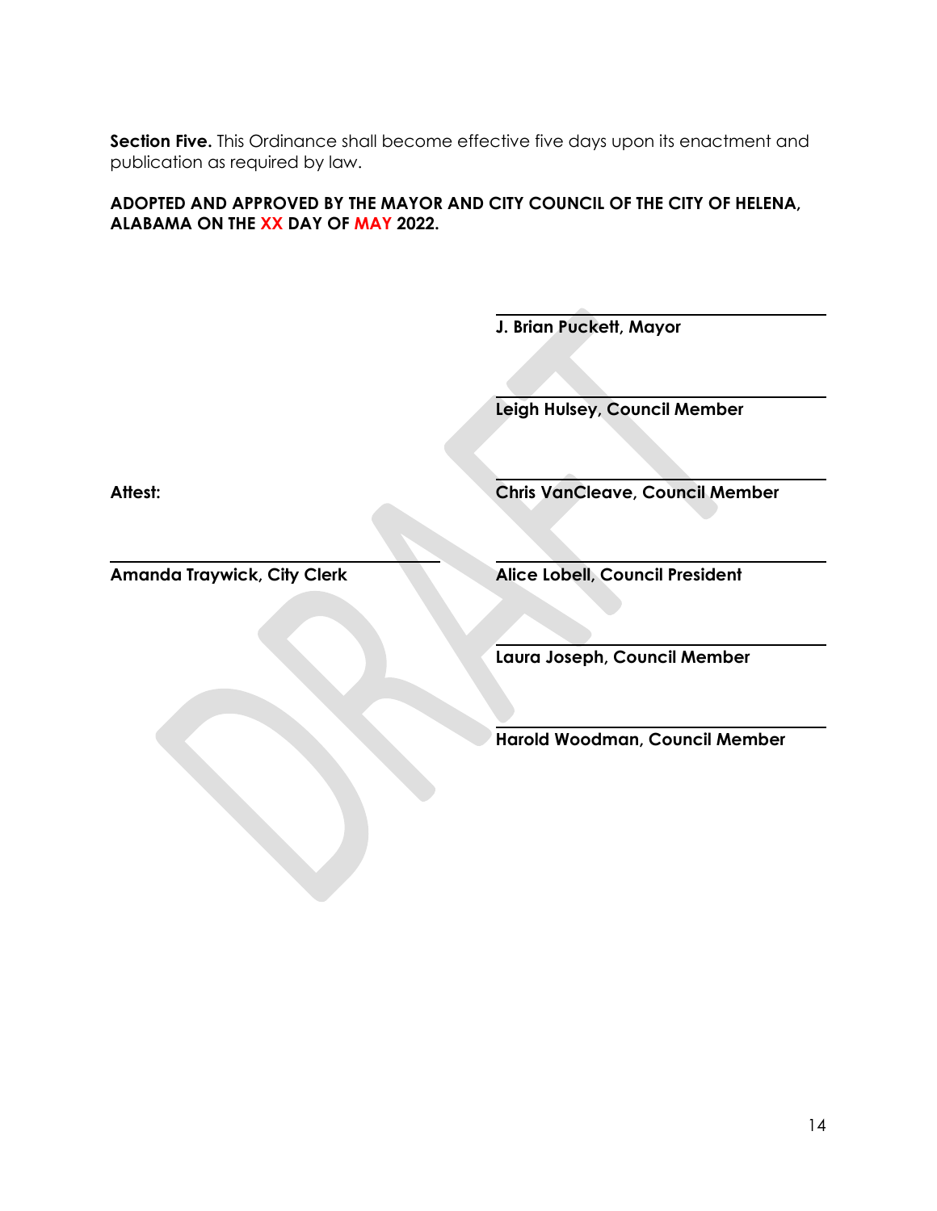**Section Five.** This Ordinance shall become effective five days upon its enactment and publication as required by law.

**ADOPTED AND APPROVED BY THE MAYOR AND CITY COUNCIL OF THE CITY OF HELENA, ALABAMA ON THE XX DAY OF MAY 2022.**

\_\_\_\_\_\_\_\_\_\_\_\_\_\_\_\_\_\_\_\_\_\_\_\_\_\_\_\_\_\_
**J. Brian Puckett, Mayor**

\_\_\_\_\_\_\_\_\_\_\_\_\_\_\_\_\_\_\_\_\_\_\_\_\_\_\_\_\_\_
**Leigh Hulsey, Council Member**

**Attest:**

\_\_\_\_\_\_\_\_\_\_\_\_\_\_\_\_\_\_\_\_\_\_\_\_\_\_\_\_\_\_
**Chris VanCleave, Council Member**

\_\_\_\_\_\_\_\_\_\_\_\_\_\_\_\_\_\_\_\_\_\_\_\_\_\_\_\_\_\_
**Amanda Traywick, City Clerk**

\_\_\_\_\_\_\_\_\_\_\_\_\_\_\_\_\_\_\_\_\_\_\_\_\_\_\_\_\_\_
**Alice Lobell, Council President**

\_\_\_\_\_\_\_\_\_\_\_\_\_\_\_\_\_\_\_\_\_\_\_\_\_\_\_\_\_\_
**Laura Joseph, Council Member**

\_\_\_\_\_\_\_\_\_\_\_\_\_\_\_\_\_\_\_\_\_\_\_\_\_\_\_\_\_\_
**Harold Woodman, Council Member**

DRAFT